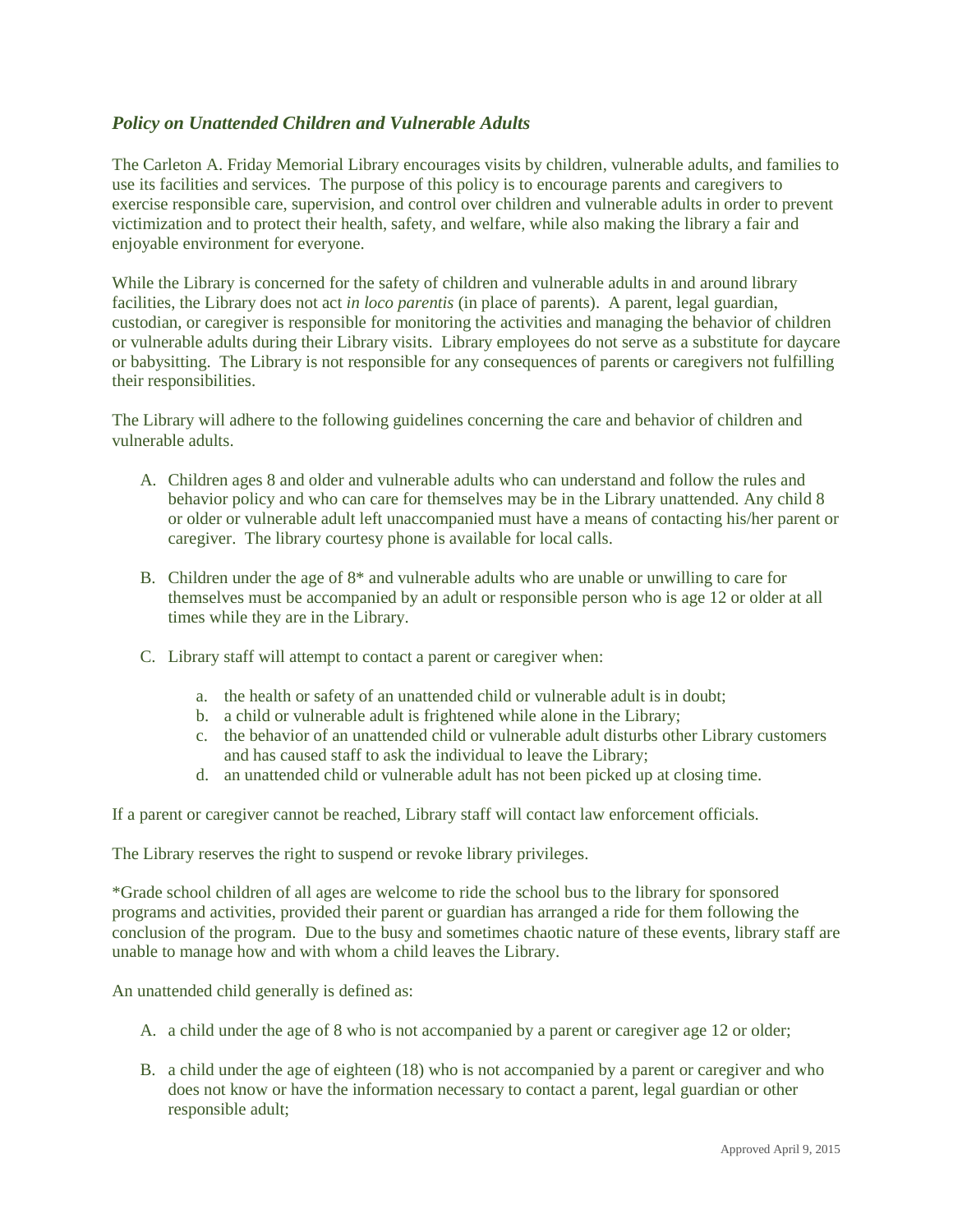## *Policy on Unattended Children and Vulnerable Adults*

The Carleton A. Friday Memorial Library encourages visits by children, vulnerable adults, and families to use its facilities and services. The purpose of this policy is to encourage parents and caregivers to exercise responsible care, supervision, and control over children and vulnerable adults in order to prevent victimization and to protect their health, safety, and welfare, while also making the library a fair and enjoyable environment for everyone.

While the Library is concerned for the safety of children and vulnerable adults in and around library facilities, the Library does not act *in loco parentis* (in place of parents). A parent, legal guardian, custodian, or caregiver is responsible for monitoring the activities and managing the behavior of children or vulnerable adults during their Library visits. Library employees do not serve as a substitute for daycare or babysitting. The Library is not responsible for any consequences of parents or caregivers not fulfilling their responsibilities.

The Library will adhere to the following guidelines concerning the care and behavior of children and vulnerable adults.

A. Children ages 8 and older and vulnerable adults who can understand and follow the rules and behavior policy and who can care for themselves may be in the Library unattended. Any child 8 or older or vulnerable adult left unaccompanied must have a means of contacting his/her parent or caregiver. The library courtesy phone is available for local calls.

B. Children under the age of 8* and vulnerable adults who are unable or unwilling to care for themselves must be accompanied by an adult or responsible person who is age 12 or older at all times while they are in the Library.

C. Library staff will attempt to contact a parent or caregiver when:

   a. the health or safety of an unattended child or vulnerable adult is in doubt;
   b. a child or vulnerable adult is frightened while alone in the Library;
   c. the behavior of an unattended child or vulnerable adult disturbs other Library customers and has caused staff to ask the individual to leave the Library;
   d. an unattended child or vulnerable adult has not been picked up at closing time.

If a parent or caregiver cannot be reached, Library staff will contact law enforcement officials.

The Library reserves the right to suspend or revoke library privileges.

*Grade school children of all ages are welcome to ride the school bus to the library for sponsored programs and activities, provided their parent or guardian has arranged a ride for them following the conclusion of the program. Due to the busy and sometimes chaotic nature of these events, library staff are unable to manage how and with whom a child leaves the Library.

An unattended child generally is defined as:

A. a child under the age of 8 who is not accompanied by a parent or caregiver age 12 or older;

B. a child under the age of eighteen (18) who is not accompanied by a parent or caregiver and who does not know or have the information necessary to contact a parent, legal guardian or other responsible adult;

Approved April 9, 2015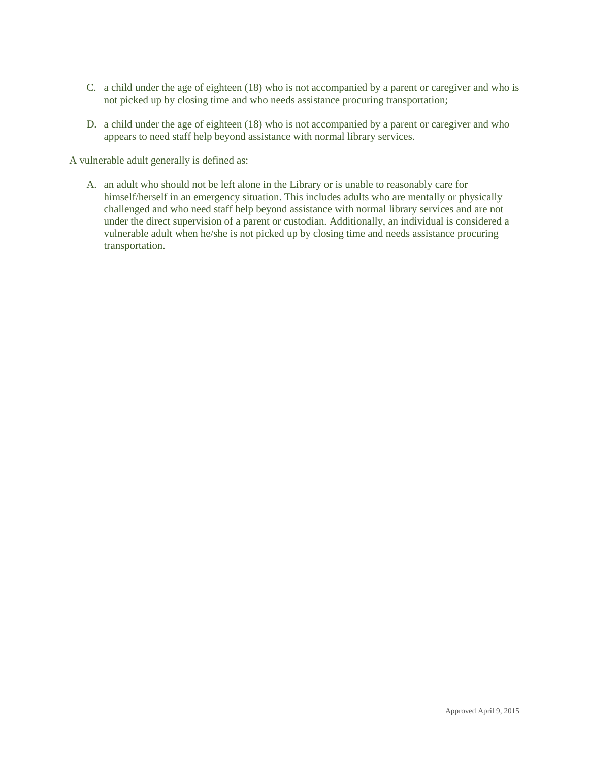C. a child under the age of eighteen (18) who is not accompanied by a parent or caregiver and who is not picked up by closing time and who needs assistance procuring transportation;

D. a child under the age of eighteen (18) who is not accompanied by a parent or caregiver and who appears to need staff help beyond assistance with normal library services.

A vulnerable adult generally is defined as:

A. an adult who should not be left alone in the Library or is unable to reasonably care for himself/herself in an emergency situation. This includes adults who are mentally or physically challenged and who need staff help beyond assistance with normal library services and are not under the direct supervision of a parent or custodian. Additionally, an individual is considered a vulnerable adult when he/she is not picked up by closing time and needs assistance procuring transportation.

Approved April 9, 2015